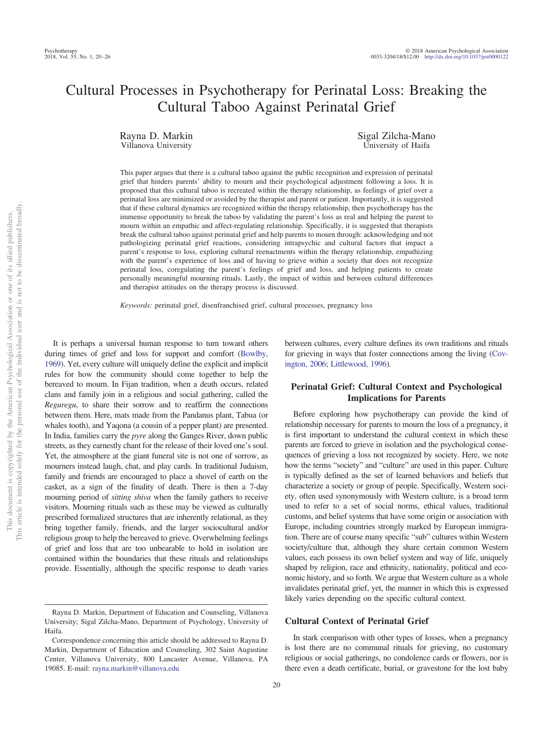# Cultural Processes in Psychotherapy for Perinatal Loss: Breaking the Cultural Taboo Against Perinatal Grief

Rayna D. Markin
Villanova University

Sigal Zilcha-Mano
University of Haifa

This paper argues that there is a cultural taboo against the public recognition and expression of perinatal grief that hinders parents' ability to mourn and their psychological adjustment following a loss. It is proposed that this cultural taboo is recreated within the therapy relationship, as feelings of grief over a perinatal loss are minimized or avoided by the therapist and parent or patient. Importantly, it is suggested that if these cultural dynamics are recognized within the therapy relationship, then psychotherapy has the immense opportunity to break the taboo by validating the parent's loss as real and helping the parent to mourn within an empathic and affect-regulating relationship. Specifically, it is suggested that therapists break the cultural taboo against perinatal grief and help parents to mourn through: acknowledging and not pathologizing perinatal grief reactions, considering intrapsychic and cultural factors that impact a parent's response to loss, exploring cultural reenactments within the therapy relationship, empathizing with the parent's experience of loss and of having to grieve within a society that does not recognize perinatal loss, coregulating the parent's feelings of grief and loss, and helping patients to create personally meaningful mourning rituals. Lastly, the impact of within and between cultural differences and therapist attitudes on the therapy process is discussed.

*Keywords:* perinatal grief, disenfranchised grief, cultural processes, pregnancy loss

It is perhaps a universal human response to turn toward others during times of grief and loss for support and comfort (Bowlby, 1969). Yet, every culture will uniquely define the explicit and implicit rules for how the community should come together to help the bereaved to mourn. In Fijan tradition, when a death occurs, related clans and family join in a religious and social gathering, called the *Reguregu*, to share their sorrow and to reaffirm the connections between them. Here, mats made from the Pandanus plant, Tabua (or whales tooth), and Yaqona (a cousin of a pepper plant) are presented. In India, families carry the *pyre* along the Ganges River, down public streets, as they earnestly chant for the release of their loved one's soul. Yet, the atmosphere at the giant funeral site is not one of sorrow, as mourners instead laugh, chat, and play cards. In traditional Judaism, family and friends are encouraged to place a shovel of earth on the casket, as a sign of the finality of death. There is then a 7-day mourning period of *sitting shiva* when the family gathers to receive visitors. Mourning rituals such as these may be viewed as culturally prescribed formalized structures that are inherently relational, as they bring together family, friends, and the larger sociocultural and/or religious group to help the bereaved to grieve. Overwhelming feelings of grief and loss that are too unbearable to hold in isolation are contained within the boundaries that these rituals and relationships provide. Essentially, although the specific response to death varies between cultures, every culture defines its own traditions and rituals for grieving in ways that foster connections among the living (Covington, 2006; Littlewood, 1996).

## Perinatal Grief: Cultural Context and Psychological Implications for Parents

Before exploring how psychotherapy can provide the kind of relationship necessary for parents to mourn the loss of a pregnancy, it is first important to understand the cultural context in which these parents are forced to grieve in isolation and the psychological consequences of grieving a loss not recognized by society. Here, we note how the terms "society" and "culture" are used in this paper. Culture is typically defined as the set of learned behaviors and beliefs that characterize a society or group of people. Specifically, Western society, often used synonymously with Western culture, is a broad term used to refer to a set of social norms, ethical values, traditional customs, and belief systems that have some origin or association with Europe, including countries strongly marked by European immigration. There are of course many specific "sub" cultures within Western society/culture that, although they share certain common Western values, each possess its own belief system and way of life, uniquely shaped by religion, race and ethnicity, nationality, political and economic history, and so forth. We argue that Western culture as a whole invalidates perinatal grief, yet, the manner in which this is expressed likely varies depending on the specific cultural context.

### Cultural Context of Perinatal Grief

In stark comparison with other types of losses, when a pregnancy is lost there are no communal rituals for grieving, no customary religious or social gatherings, no condolence cards or flowers, nor is there even a death certificate, burial, or gravestone for the lost baby

---

Rayna D. Markin, Department of Education and Counseling, Villanova University; Sigal Zilcha-Mano, Department of Psychology, University of Haifa.

Correspondence concerning this article should be addressed to Rayna D. Markin, Department of Education and Counseling, 302 Saint Augustine Center, Villanova University, 800 Lancaster Avenue, Villanova, PA 19085. E-mail: rayna.markin@villanova.edu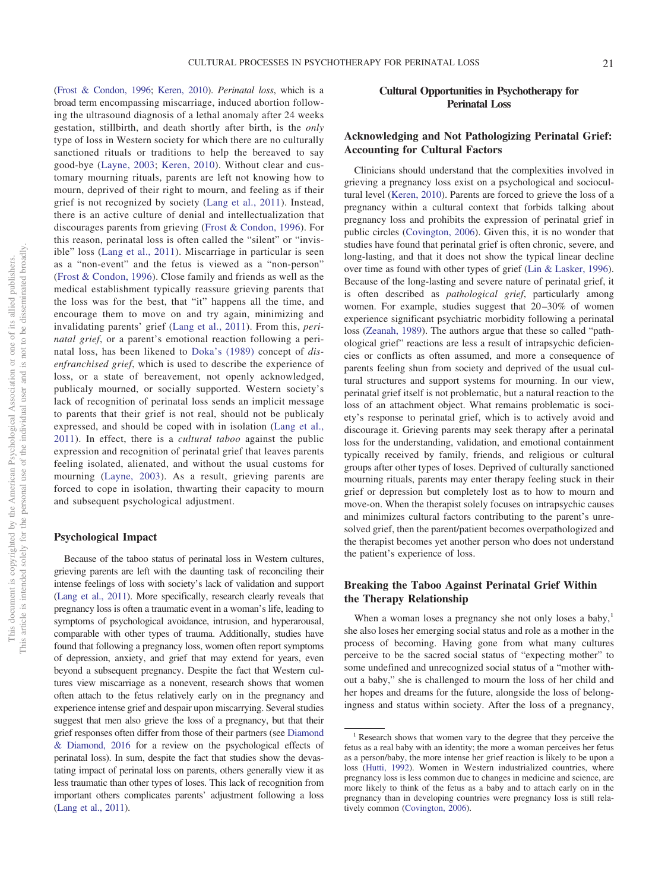(Frost & Condon, 1996; Keren, 2010). *Perinatal loss*, which is a broad term encompassing miscarriage, induced abortion following the ultrasound diagnosis of a lethal anomaly after 24 weeks gestation, stillbirth, and death shortly after birth, is the *only* type of loss in Western society for which there are no culturally sanctioned rituals or traditions to help the bereaved to say good-bye (Layne, 2003; Keren, 2010). Without clear and customary mourning rituals, parents are left not knowing how to mourn, deprived of their right to mourn, and feeling as if their grief is not recognized by society (Lang et al., 2011). Instead, there is an active culture of denial and intellectualization that discourages parents from grieving (Frost & Condon, 1996). For this reason, perinatal loss is often called the "silent" or "invisible" loss (Lang et al., 2011). Miscarriage in particular is seen as a "non-event" and the fetus is viewed as a "non-person" (Frost & Condon, 1996). Close family and friends as well as the medical establishment typically reassure grieving parents that the loss was for the best, that "it" happens all the time, and encourage them to move on and try again, minimizing and invalidating parents' grief (Lang et al., 2011). From this, *perinatal grief*, or a parent's emotional reaction following a perinatal loss, has been likened to Doka's (1989) concept of *disenfranchised grief*, which is used to describe the experience of loss, or a state of bereavement, not openly acknowledged, publicaly mourned, or socially supported. Western society's lack of recognition of perinatal loss sends an implicit message to parents that their grief is not real, should not be publicaly expressed, and should be coped with in isolation (Lang et al., 2011). In effect, there is a *cultural taboo* against the public expression and recognition of perinatal grief that leaves parents feeling isolated, alienated, and without the usual customs for mourning (Layne, 2003). As a result, grieving parents are forced to cope in isolation, thwarting their capacity to mourn and subsequent psychological adjustment.

## Psychological Impact

Because of the taboo status of perinatal loss in Western cultures, grieving parents are left with the daunting task of reconciling their intense feelings of loss with society's lack of validation and support (Lang et al., 2011). More specifically, research clearly reveals that pregnancy loss is often a traumatic event in a woman's life, leading to symptoms of psychological avoidance, intrusion, and hyperarousal, comparable with other types of trauma. Additionally, studies have found that following a pregnancy loss, women often report symptoms of depression, anxiety, and grief that may extend for years, even beyond a subsequent pregnancy. Despite the fact that Western cultures view miscarriage as a nonevent, research shows that women often attach to the fetus relatively early on in the pregnancy and experience intense grief and despair upon miscarrying. Several studies suggest that men also grieve the loss of a pregnancy, but that their grief responses often differ from those of their partners (see Diamond & Diamond, 2016 for a review on the psychological effects of perinatal loss). In sum, despite the fact that studies show the devastating impact of perinatal loss on parents, others generally view it as less traumatic than other types of loses. This lack of recognition from important others complicates parents' adjustment following a loss (Lang et al., 2011).

## Cultural Opportunities in Psychotherapy for Perinatal Loss

### Acknowledging and Not Pathologizing Perinatal Grief: Accounting for Cultural Factors

Clinicians should understand that the complexities involved in grieving a pregnancy loss exist on a psychological and sociocultural level (Keren, 2010). Parents are forced to grieve the loss of a pregnancy within a cultural context that forbids talking about pregnancy loss and prohibits the expression of perinatal grief in public circles (Covington, 2006). Given this, it is no wonder that studies have found that perinatal grief is often chronic, severe, and long-lasting, and that it does not show the typical linear decline over time as found with other types of grief (Lin & Lasker, 1996). Because of the long-lasting and severe nature of perinatal grief, it is often described as *pathological grief*, particularly among women. For example, studies suggest that 20–30% of women experience significant psychiatric morbidity following a perinatal loss (Zeanah, 1989). The authors argue that these so called "pathological grief" reactions are less a result of intrapsychic deficiencies or conflicts as often assumed, and more a consequence of parents feeling shun from society and deprived of the usual cultural structures and support systems for mourning. In our view, perinatal grief itself is not problematic, but a natural reaction to the loss of an attachment object. What remains problematic is society's response to perinatal grief, which is to actively avoid and discourage it. Grieving parents may seek therapy after a perinatal loss for the understanding, validation, and emotional containment typically received by family, friends, and religious or cultural groups after other types of loses. Deprived of culturally sanctioned mourning rituals, parents may enter therapy feeling stuck in their grief or depression but completely lost as to how to mourn and move-on. When the therapist solely focuses on intrapsychic causes and minimizes cultural factors contributing to the parent's unresolved grief, then the parent/patient becomes overpathologized and the therapist becomes yet another person who does not understand the patient's experience of loss.

### Breaking the Taboo Against Perinatal Grief Within the Therapy Relationship

When a woman loses a pregnancy she not only loses a baby,[1] she also loses her emerging social status and role as a mother in the process of becoming. Having gone from what many cultures perceive to be the sacred social status of "expecting mother" to some undefined and unrecognized social status of a "mother without a baby," she is challenged to mourn the loss of her child and her hopes and dreams for the future, alongside the loss of belongingness and status within society. After the loss of a pregnancy,

[1] Research shows that women vary to the degree that they perceive the fetus as a real baby with an identity; the more a woman perceives her fetus as a person/baby, the more intense her grief reaction is likely to be upon a loss (Hutti, 1992). Women in Western industrialized countries, where pregnancy loss is less common due to changes in medicine and science, are more likely to think of the fetus as a baby and to attach early on in the pregnancy than in developing countries were pregnancy loss is still relatively common (Covington, 2006).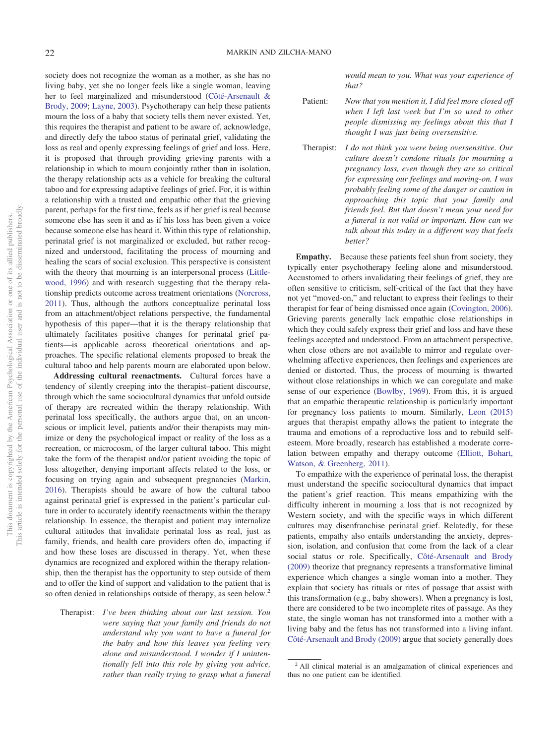society does not recognize the woman as a mother, as she has no living baby, yet she no longer feels like a single woman, leaving her to feel marginalized and misunderstood (Côté-Arsenault & Brody, 2009; Layne, 2003). Psychotherapy can help these patients mourn the loss of a baby that society tells them never existed. Yet, this requires the therapist and patient to be aware of, acknowledge, and directly defy the taboo status of perinatal grief, validating the loss as real and openly expressing feelings of grief and loss. Here, it is proposed that through providing grieving parents with a relationship in which to mourn conjointly rather than in isolation, the therapy relationship acts as a vehicle for breaking the cultural taboo and for expressing adaptive feelings of grief. For, it is within a relationship with a trusted and empathic other that the grieving parent, perhaps for the first time, feels as if her grief is real because someone else has seen it and as if his loss has been given a voice because someone else has heard it. Within this type of relationship, perinatal grief is not marginalized or excluded, but rather recognized and understood, facilitating the process of mourning and healing the scars of social exclusion. This perspective is consistent with the theory that mourning is an interpersonal process (Littlewood, 1996) and with research suggesting that the therapy relationship predicts outcome across treatment orientations (Norcross, 2011). Thus, although the authors conceptualize perinatal loss from an attachment/object relations perspective, the fundamental hypothesis of this paper—that it is the therapy relationship that ultimately facilitates positive changes for perinatal grief patients—is applicable across theoretical orientations and approaches. The specific relational elements proposed to break the cultural taboo and help parents mourn are elaborated upon below.

**Addressing cultural reenactments.** Cultural forces have a tendency of silently creeping into the therapist–patient discourse, through which the same sociocultural dynamics that unfold outside of therapy are recreated within the therapy relationship. With perinatal loss specifically, the authors argue that, on an unconscious or implicit level, patients and/or their therapists may minimize or deny the psychological impact or reality of the loss as a recreation, or microcosm, of the larger cultural taboo. This might take the form of the therapist and/or patient avoiding the topic of loss altogether, denying important affects related to the loss, or focusing on trying again and subsequent pregnancies (Markin, 2016). Therapists should be aware of how the cultural taboo against perinatal grief is expressed in the patient's particular culture in order to accurately identify reenactments within the therapy relationship. In essence, the therapist and patient may internalize cultural attitudes that invalidate perinatal loss as real, just as family, friends, and health care providers often do, impacting if and how these loses are discussed in therapy. Yet, when these dynamics are recognized and explored within the therapy relationship, then the therapist has the opportunity to step outside of them and to offer the kind of support and validation to the patient that is so often denied in relationships outside of therapy, as seen below.[2]

> Therapist: *I've been thinking about our last session. You were saying that your family and friends do not understand why you want to have a funeral for the baby and how this leaves you feeling very alone and misunderstood. I wonder if I unintentionally fell into this role by giving you advice, rather than really trying to grasp what a funeral would mean to you. What was your experience of that?*
>
> Patient: *Now that you mention it, I did feel more closed off when I left last week but I'm so used to other people dismissing my feelings about this that I thought I was just being oversensitive.*
>
> Therapist: *I do not think you were being oversensitive. Our culture doesn't condone rituals for mourning a pregnancy loss, even though they are so critical for expressing our feelings and moving-on. I was probably feeling some of the danger or caution in approaching this topic that your family and friends feel. But that doesn't mean your need for a funeral is not valid or important. How can we talk about this today in a different way that feels better?*

**Empathy.** Because these patients feel shun from society, they typically enter psychotherapy feeling alone and misunderstood. Accustomed to others invalidating their feelings of grief, they are often sensitive to criticism, self-critical of the fact that they have not yet "moved-on," and reluctant to express their feelings to their therapist for fear of being dismissed once again (Covington, 2006). Grieving parents generally lack empathic close relationships in which they could safely express their grief and loss and have these feelings accepted and understood. From an attachment perspective, when close others are not available to mirror and regulate overwhelming affective experiences, then feelings and experiences are denied or distorted. Thus, the process of mourning is thwarted without close relationships in which we can coregulate and make sense of our experience (Bowlby, 1969). From this, it is argued that an empathic therapeutic relationship is particularly important for pregnancy loss patients to mourn. Similarly, Leon (2015) argues that therapist empathy allows the patient to integrate the trauma and emotions of a reproductive loss and to rebuild self-esteem. More broadly, research has established a moderate correlation between empathy and therapy outcome (Elliott, Bohart, Watson, & Greenberg, 2011).

To empathize with the experience of perinatal loss, the therapist must understand the specific sociocultural dynamics that impact the patient's grief reaction. This means empathizing with the difficulty inherent in mourning a loss that is not recognized by Western society, and with the specific ways in which different cultures may disenfranchise perinatal grief. Relatedly, for these patients, empathy also entails understanding the anxiety, depression, isolation, and confusion that come from the lack of a clear social status or role. Specifically, Côté-Arsenault and Brody (2009) theorize that pregnancy represents a transformative liminal experience which changes a single woman into a mother. They explain that society has rituals or rites of passage that assist with this transformation (e.g., baby showers). When a pregnancy is lost, there are considered to be two incomplete rites of passage. As they state, the single woman has not transformed into a mother with a living baby and the fetus has not transformed into a living infant. Côté-Arsenault and Brody (2009) argue that society generally does

[2] All clinical material is an amalgamation of clinical experiences and thus no one patient can be identified.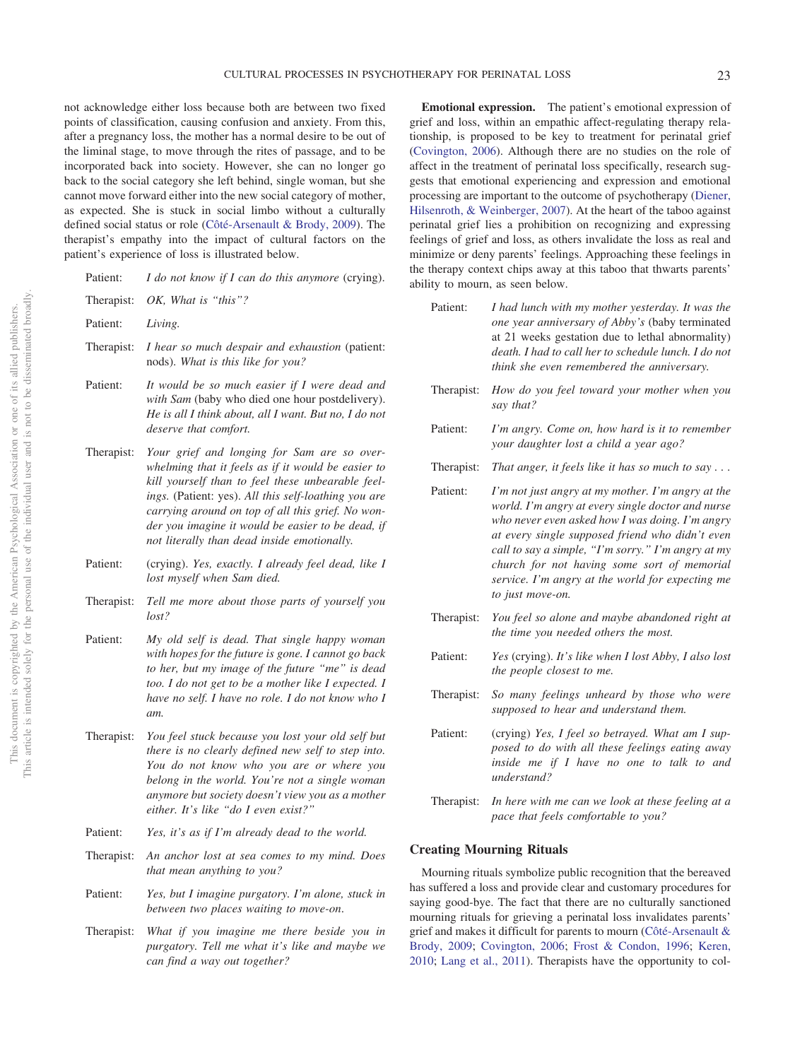not acknowledge either loss because both are between two fixed points of classification, causing confusion and anxiety. From this, after a pregnancy loss, the mother has a normal desire to be out of the liminal stage, to move through the rites of passage, and to be incorporated back into society. However, she can no longer go back to the social category she left behind, single woman, but she cannot move forward either into the new social category of mother, as expected. She is stuck in social limbo without a culturally defined social status or role (Côté-Arsenault & Brody, 2009). The therapist's empathy into the impact of cultural factors on the patient's experience of loss is illustrated below.

Patient: *I do not know if I can do this anymore* (crying).

Therapist: *OK, What is "this"?*

Patient: *Living.*

Therapist: *I hear so much despair and exhaustion* (patient: nods). *What is this like for you?*

Patient: *It would be so much easier if I were dead and with Sam* (baby who died one hour postdelivery). *He is all I think about, all I want. But no, I do not deserve that comfort.*

Therapist: *Your grief and longing for Sam are so overwhelming that it feels as if it would be easier to kill yourself than to feel these unbearable feelings.* (Patient: yes). *All this self-loathing you are carrying around on top of all this grief. No wonder you imagine it would be easier to be dead, if not literally than dead inside emotionally.*

Patient: (crying). *Yes, exactly. I already feel dead, like I lost myself when Sam died.*

Therapist: *Tell me more about those parts of yourself you lost?*

Patient: *My old self is dead. That single happy woman with hopes for the future is gone. I cannot go back to her, but my image of the future "me" is dead too. I do not get to be a mother like I expected. I have no self. I have no role. I do not know who I am.*

Therapist: *You feel stuck because you lost your old self but there is no clearly defined new self to step into. You do not know who you are or where you belong in the world. You're not a single woman anymore but society doesn't view you as a mother either. It's like "do I even exist?"*

Patient: *Yes, it's as if I'm already dead to the world.*

Therapist: *An anchor lost at sea comes to my mind. Does that mean anything to you?*

Patient: *Yes, but I imagine purgatory. I'm alone, stuck in between two places waiting to move-on.*

Therapist: *What if you imagine me there beside you in purgatory. Tell me what it's like and maybe we can find a way out together?*

**Emotional expression.** The patient's emotional expression of grief and loss, within an empathic affect-regulating therapy relationship, is proposed to be key to treatment for perinatal grief (Covington, 2006). Although there are no studies on the role of affect in the treatment of perinatal loss specifically, research suggests that emotional experiencing and expression and emotional processing are important to the outcome of psychotherapy (Diener, Hilsenroth, & Weinberger, 2007). At the heart of the taboo against perinatal grief lies a prohibition on recognizing and expressing feelings of grief and loss, as others invalidate the loss as real and minimize or deny parents' feelings. Approaching these feelings in the therapy context chips away at this taboo that thwarts parents' ability to mourn, as seen below.

Patient: *I had lunch with my mother yesterday. It was the one year anniversary of Abby's* (baby terminated at 21 weeks gestation due to lethal abnormality) *death. I had to call her to schedule lunch. I do not think she even remembered the anniversary.*

Therapist: *How do you feel toward your mother when you say that?*

Patient: *I'm angry. Come on, how hard is it to remember your daughter lost a child a year ago?*

Therapist: *That anger, it feels like it has so much to say . . .*

Patient: *I'm not just angry at my mother. I'm angry at the world. I'm angry at every single doctor and nurse who never even asked how I was doing. I'm angry at every single supposed friend who didn't even call to say a simple, "I'm sorry." I'm angry at my church for not having some sort of memorial service. I'm angry at the world for expecting me to just move-on.*

Therapist: *You feel so alone and maybe abandoned right at the time you needed others the most.*

Patient: *Yes* (crying). *It's like when I lost Abby, I also lost the people closest to me.*

Therapist: *So many feelings unheard by those who were supposed to hear and understand them.*

Patient: (crying) *Yes, I feel so betrayed. What am I supposed to do with all these feelings eating away inside me if I have no one to talk to and understand?*

Therapist: *In here with me can we look at these feeling at a pace that feels comfortable to you?*

## Creating Mourning Rituals

Mourning rituals symbolize public recognition that the bereaved has suffered a loss and provide clear and customary procedures for saying good-bye. The fact that there are no culturally sanctioned mourning rituals for grieving a perinatal loss invalidates parents' grief and makes it difficult for parents to mourn (Côté-Arsenault & Brody, 2009; Covington, 2006; Frost & Condon, 1996; Keren, 2010; Lang et al., 2011). Therapists have the opportunity to col-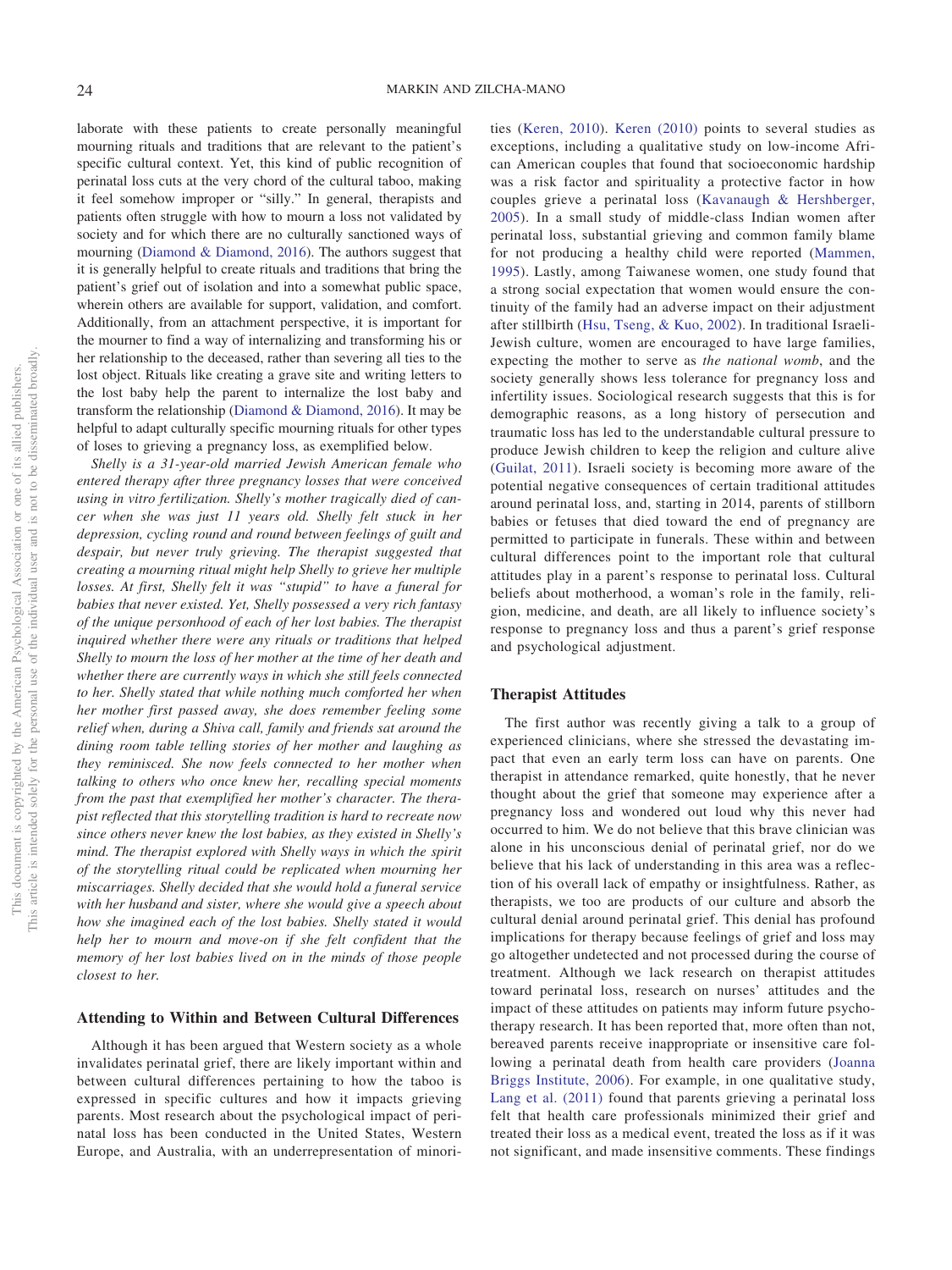laborate with these patients to create personally meaningful mourning rituals and traditions that are relevant to the patient's specific cultural context. Yet, this kind of public recognition of perinatal loss cuts at the very chord of the cultural taboo, making it feel somehow improper or "silly." In general, therapists and patients often struggle with how to mourn a loss not validated by society and for which there are no culturally sanctioned ways of mourning (Diamond & Diamond, 2016). The authors suggest that it is generally helpful to create rituals and traditions that bring the patient's grief out of isolation and into a somewhat public space, wherein others are available for support, validation, and comfort. Additionally, from an attachment perspective, it is important for the mourner to find a way of internalizing and transforming his or her relationship to the deceased, rather than severing all ties to the lost object. Rituals like creating a grave site and writing letters to the lost baby help the parent to internalize the lost baby and transform the relationship (Diamond & Diamond, 2016). It may be helpful to adapt culturally specific mourning rituals for other types of loses to grieving a pregnancy loss, as exemplified below.

*Shelly is a 31-year-old married Jewish American female who entered therapy after three pregnancy losses that were conceived using in vitro fertilization. Shelly's mother tragically died of cancer when she was just 11 years old. Shelly felt stuck in her depression, cycling round and round between feelings of guilt and despair, but never truly grieving. The therapist suggested that creating a mourning ritual might help Shelly to grieve her multiple losses. At first, Shelly felt it was "stupid" to have a funeral for babies that never existed. Yet, Shelly possessed a very rich fantasy of the unique personhood of each of her lost babies. The therapist inquired whether there were any rituals or traditions that helped Shelly to mourn the loss of her mother at the time of her death and whether there are currently ways in which she still feels connected to her. Shelly stated that while nothing much comforted her when her mother first passed away, she does remember feeling some relief when, during a Shiva call, family and friends sat around the dining room table telling stories of her mother and laughing as they reminisced. She now feels connected to her mother when talking to others who once knew her, recalling special moments from the past that exemplified her mother's character. The therapist reflected that this storytelling tradition is hard to recreate now since others never knew the lost babies, as they existed in Shelly's mind. The therapist explored with Shelly ways in which the spirit of the storytelling ritual could be replicated when mourning her miscarriages. Shelly decided that she would hold a funeral service with her husband and sister, where she would give a speech about how she imagined each of the lost babies. Shelly stated it would help her to mourn and move-on if she felt confident that the memory of her lost babies lived on in the minds of those people closest to her.*

## Attending to Within and Between Cultural Differences

Although it has been argued that Western society as a whole invalidates perinatal grief, there are likely important within and between cultural differences pertaining to how the taboo is expressed in specific cultures and how it impacts grieving parents. Most research about the psychological impact of perinatal loss has been conducted in the United States, Western Europe, and Australia, with an underrepresentation of minorities (Keren, 2010). Keren (2010) points to several studies as exceptions, including a qualitative study on low-income African American couples that found that socioeconomic hardship was a risk factor and spirituality a protective factor in how couples grieve a perinatal loss (Kavanaugh & Hershberger, 2005). In a small study of middle-class Indian women after perinatal loss, substantial grieving and common family blame for not producing a healthy child were reported (Mammen, 1995). Lastly, among Taiwanese women, one study found that a strong social expectation that women would ensure the continuity of the family had an adverse impact on their adjustment after stillbirth (Hsu, Tseng, & Kuo, 2002). In traditional Israeli-Jewish culture, women are encouraged to have large families, expecting the mother to serve as *the national womb*, and the society generally shows less tolerance for pregnancy loss and infertility issues. Sociological research suggests that this is for demographic reasons, as a long history of persecution and traumatic loss has led to the understandable cultural pressure to produce Jewish children to keep the religion and culture alive (Guilat, 2011). Israeli society is becoming more aware of the potential negative consequences of certain traditional attitudes around perinatal loss, and, starting in 2014, parents of stillborn babies or fetuses that died toward the end of pregnancy are permitted to participate in funerals. These within and between cultural differences point to the important role that cultural attitudes play in a parent's response to perinatal loss. Cultural beliefs about motherhood, a woman's role in the family, religion, medicine, and death, are all likely to influence society's response to pregnancy loss and thus a parent's grief response and psychological adjustment.

## Therapist Attitudes

The first author was recently giving a talk to a group of experienced clinicians, where she stressed the devastating impact that even an early term loss can have on parents. One therapist in attendance remarked, quite honestly, that he never thought about the grief that someone may experience after a pregnancy loss and wondered out loud why this never had occurred to him. We do not believe that this brave clinician was alone in his unconscious denial of perinatal grief, nor do we believe that his lack of understanding in this area was a reflection of his overall lack of empathy or insightfulness. Rather, as therapists, we too are products of our culture and absorb the cultural denial around perinatal grief. This denial has profound implications for therapy because feelings of grief and loss may go altogether undetected and not processed during the course of treatment. Although we lack research on therapist attitudes toward perinatal loss, research on nurses' attitudes and the impact of these attitudes on patients may inform future psychotherapy research. It has been reported that, more often than not, bereaved parents receive inappropriate or insensitive care following a perinatal death from health care providers (Joanna Briggs Institute, 2006). For example, in one qualitative study, Lang et al. (2011) found that parents grieving a perinatal loss felt that health care professionals minimized their grief and treated their loss as a medical event, treated the loss as if it was not significant, and made insensitive comments. These findings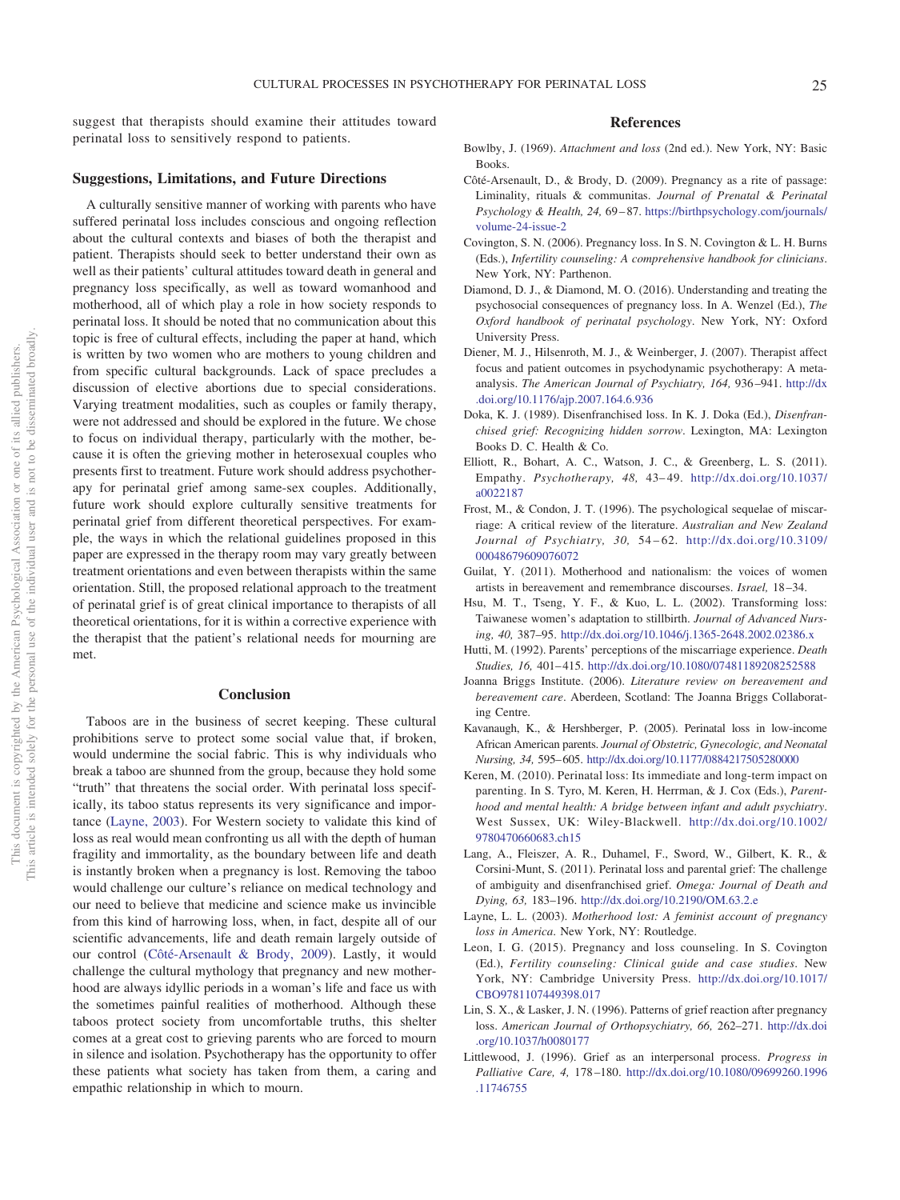suggest that therapists should examine their attitudes toward perinatal loss to sensitively respond to patients.

## Suggestions, Limitations, and Future Directions

A culturally sensitive manner of working with parents who have suffered perinatal loss includes conscious and ongoing reflection about the cultural contexts and biases of both the therapist and patient. Therapists should seek to better understand their own as well as their patients' cultural attitudes toward death in general and pregnancy loss specifically, as well as toward womanhood and motherhood, all of which play a role in how society responds to perinatal loss. It should be noted that no communication about this topic is free of cultural effects, including the paper at hand, which is written by two women who are mothers to young children and from specific cultural backgrounds. Lack of space precludes a discussion of elective abortions due to special considerations. Varying treatment modalities, such as couples or family therapy, were not addressed and should be explored in the future. We chose to focus on individual therapy, particularly with the mother, because it is often the grieving mother in heterosexual couples who presents first to treatment. Future work should address psychotherapy for perinatal grief among same-sex couples. Additionally, future work should explore culturally sensitive treatments for perinatal grief from different theoretical perspectives. For example, the ways in which the relational guidelines proposed in this paper are expressed in the therapy room may vary greatly between treatment orientations and even between therapists within the same orientation. Still, the proposed relational approach to the treatment of perinatal grief is of great clinical importance to therapists of all theoretical orientations, for it is within a corrective experience with the therapist that the patient's relational needs for mourning are met.

## Conclusion

Taboos are in the business of secret keeping. These cultural prohibitions serve to protect some social value that, if broken, would undermine the social fabric. This is why individuals who break a taboo are shunned from the group, because they hold some "truth" that threatens the social order. With perinatal loss specifically, its taboo status represents its very significance and importance (Layne, 2003). For Western society to validate this kind of loss as real would mean confronting us all with the depth of human fragility and immortality, as the boundary between life and death is instantly broken when a pregnancy is lost. Removing the taboo would challenge our culture's reliance on medical technology and our need to believe that medicine and science make us invincible from this kind of harrowing loss, when, in fact, despite all of our scientific advancements, life and death remain largely outside of our control (Côté-Arsenault & Brody, 2009). Lastly, it would challenge the cultural mythology that pregnancy and new motherhood are always idyllic periods in a woman's life and face us with the sometimes painful realities of motherhood. Although these taboos protect society from uncomfortable truths, this shelter comes at a great cost to grieving parents who are forced to mourn in silence and isolation. Psychotherapy has the opportunity to offer these patients what society has taken from them, a caring and empathic relationship in which to mourn.

## References

Bowlby, J. (1969). *Attachment and loss* (2nd ed.). New York, NY: Basic Books.

Côté-Arsenault, D., & Brody, D. (2009). Pregnancy as a rite of passage: Liminality, rituals & communitas. *Journal of Prenatal & Perinatal Psychology & Health, 24,* 69–87. https://birthpsychology.com/journals/volume-24-issue-2

Covington, S. N. (2006). Pregnancy loss. In S. N. Covington & L. H. Burns (Eds.), *Infertility counseling: A comprehensive handbook for clinicians*. New York, NY: Parthenon.

Diamond, D. J., & Diamond, M. O. (2016). Understanding and treating the psychosocial consequences of pregnancy loss. In A. Wenzel (Ed.), *The Oxford handbook of perinatal psychology*. New York, NY: Oxford University Press.

Diener, M. J., Hilsenroth, M. J., & Weinberger, J. (2007). Therapist affect focus and patient outcomes in psychodynamic psychotherapy: A meta-analysis. *The American Journal of Psychiatry, 164,* 936–941. http://dx.doi.org/10.1176/ajp.2007.164.6.936

Doka, K. J. (1989). Disenfranchised loss. In K. J. Doka (Ed.), *Disenfranchised grief: Recognizing hidden sorrow*. Lexington, MA: Lexington Books D. C. Health & Co.

Elliott, R., Bohart, A. C., Watson, J. C., & Greenberg, L. S. (2011). Empathy. *Psychotherapy, 48,* 43–49. http://dx.doi.org/10.1037/a0022187

Frost, M., & Condon, J. T. (1996). The psychological sequelae of miscarriage: A critical review of the literature. *Australian and New Zealand Journal of Psychiatry, 30,* 54–62. http://dx.doi.org/10.3109/00048679609076072

Guilat, Y. (2011). Motherhood and nationalism: the voices of women artists in bereavement and remembrance discourses. *Israel,* 18–34.

Hsu, M. T., Tseng, Y. F., & Kuo, L. L. (2002). Transforming loss: Taiwanese women's adaptation to stillbirth. *Journal of Advanced Nursing, 40,* 387–95. http://dx.doi.org/10.1046/j.1365-2648.2002.02386.x

Hutti, M. (1992). Parents' perceptions of the miscarriage experience. *Death Studies, 16,* 401–415. http://dx.doi.org/10.1080/07481189208252588

Joanna Briggs Institute. (2006). *Literature review on bereavement and bereavement care*. Aberdeen, Scotland: The Joanna Briggs Collaborating Centre.

Kavanaugh, K., & Hershberger, P. (2005). Perinatal loss in low-income African American parents. *Journal of Obstetric, Gynecologic, and Neonatal Nursing, 34,* 595–605. http://dx.doi.org/10.1177/0884217505280000

Keren, M. (2010). Perinatal loss: Its immediate and long-term impact on parenting. In S. Tyro, M. Keren, H. Herrman, & J. Cox (Eds.), *Parenthood and mental health: A bridge between infant and adult psychiatry*. West Sussex, UK: Wiley-Blackwell. http://dx.doi.org/10.1002/9780470660683.ch15

Lang, A., Fleiszer, A. R., Duhamel, F., Sword, W., Gilbert, K. R., & Corsini-Munt, S. (2011). Perinatal loss and parental grief: The challenge of ambiguity and disenfranchised grief. *Omega: Journal of Death and Dying, 63,* 183–196. http://dx.doi.org/10.2190/OM.63.2.e

Layne, L. L. (2003). *Motherhood lost: A feminist account of pregnancy loss in America*. New York, NY: Routledge.

Leon, I. G. (2015). Pregnancy and loss counseling. In S. Covington (Ed.), *Fertility counseling: Clinical guide and case studies*. New York, NY: Cambridge University Press. http://dx.doi.org/10.1017/CBO9781107449398.017

Lin, S. X., & Lasker, J. N. (1996). Patterns of grief reaction after pregnancy loss. *American Journal of Orthopsychiatry, 66,* 262–271. http://dx.doi.org/10.1037/h0080177

Littlewood, J. (1996). Grief as an interpersonal process. *Progress in Palliative Care, 4,* 178–180. http://dx.doi.org/10.1080/09699260.1996.11746755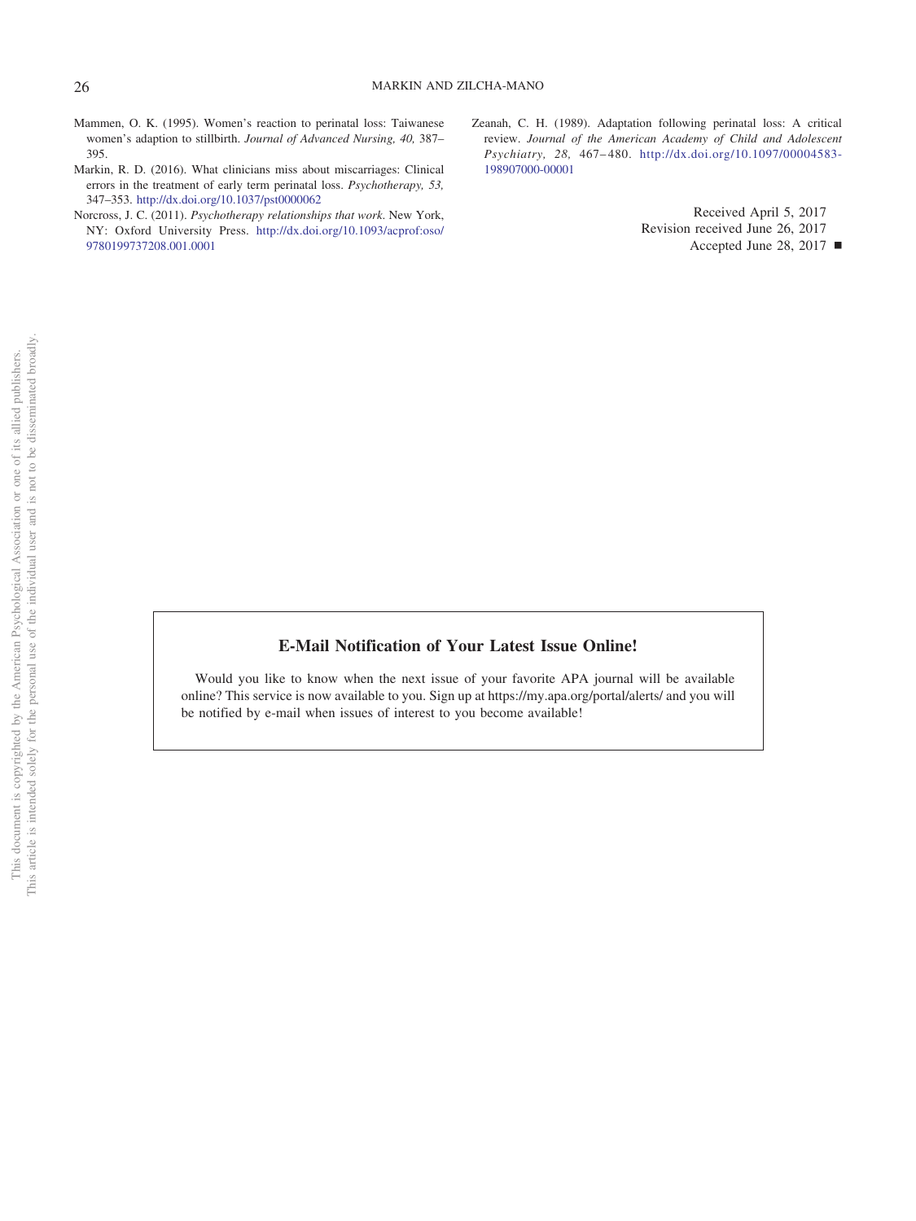Mammen, O. K. (1995). Women's reaction to perinatal loss: Taiwanese women's adaption to stillbirth. *Journal of Advanced Nursing, 40,* 387–395.

Markin, R. D. (2016). What clinicians miss about miscarriages: Clinical errors in the treatment of early term perinatal loss. *Psychotherapy, 53,* 347–353. http://dx.doi.org/10.1037/pst0000062

Norcross, J. C. (2011). *Psychotherapy relationships that work*. New York, NY: Oxford University Press. http://dx.doi.org/10.1093/acprof:oso/9780199737208.001.0001

Zeanah, C. H. (1989). Adaptation following perinatal loss: A critical review. *Journal of the American Academy of Child and Adolescent Psychiatry, 28,* 467–480. http://dx.doi.org/10.1097/00004583-198907000-00001

Received April 5, 2017
Revision received June 26, 2017
Accepted June 28, 2017 ■

**E-Mail Notification of Your Latest Issue Online!**

Would you like to know when the next issue of your favorite APA journal will be available online? This service is now available to you. Sign up at https://my.apa.org/portal/alerts/ and you will be notified by e-mail when issues of interest to you become available!